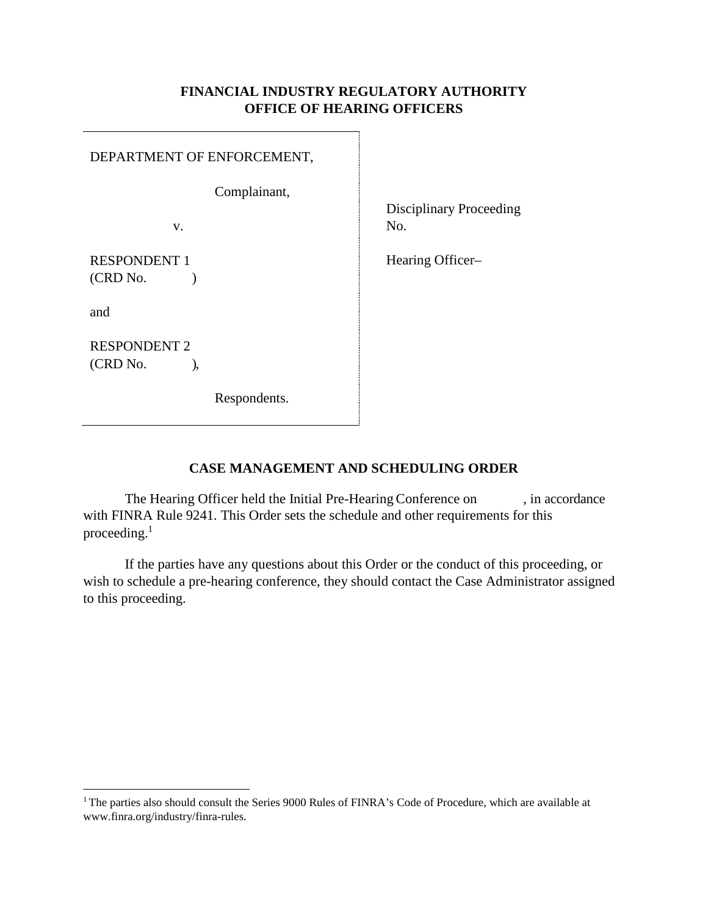**FINANCIAL INDUSTRY REGULATORY AUTHORITY**
**OFFICE OF HEARING OFFICERS**

| | |
|---|---|
| DEPARTMENT OF ENFORCEMENT,<br><br>Complainant,<br><br>v.<br><br>RESPONDENT 1<br>(CRD No. )<br><br>and<br><br>RESPONDENT 2<br>(CRD No. ),<br><br>Respondents. | Disciplinary Proceeding No.<br><br>Hearing Officer– |

**CASE MANAGEMENT AND SCHEDULING ORDER**

The Hearing Officer held the Initial Pre-Hearing Conference on , in accordance with FINRA Rule 9241. This Order sets the schedule and other requirements for this proceeding.[1]

If the parties have any questions about this Order or the conduct of this proceeding, or wish to schedule a pre-hearing conference, they should contact the Case Administrator assigned to this proceeding.

---

[1] The parties also should consult the Series 9000 Rules of FINRA's Code of Procedure, which are available at www.finra.org/industry/finra-rules.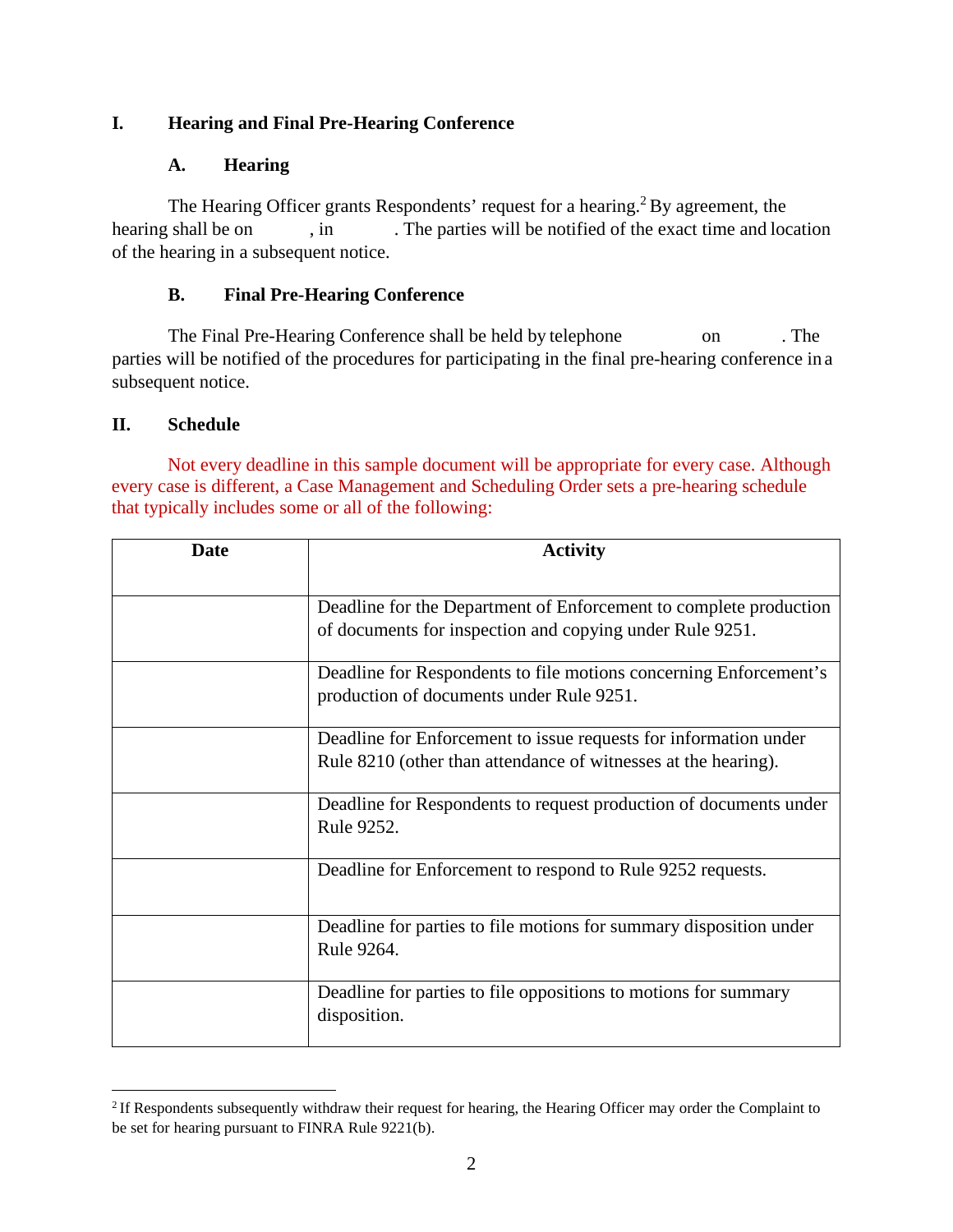## I. Hearing and Final Pre-Hearing Conference

### A. Hearing

The Hearing Officer grants Respondents' request for a hearing.[2] By agreement, the hearing shall be on , in . The parties will be notified of the exact time and location of the hearing in a subsequent notice.

### B. Final Pre-Hearing Conference

The Final Pre-Hearing Conference shall be held by telephone on . The parties will be notified of the procedures for participating in the final pre-hearing conference in a subsequent notice.

## II. Schedule

Not every deadline in this sample document will be appropriate for every case. Although every case is different, a Case Management and Scheduling Order sets a pre-hearing schedule that typically includes some or all of the following:

| Date | Activity |
|---|---|
| | Deadline for the Department of Enforcement to complete production of documents for inspection and copying under Rule 9251. |
| | Deadline for Respondents to file motions concerning Enforcement's production of documents under Rule 9251. |
| | Deadline for Enforcement to issue requests for information under Rule 8210 (other than attendance of witnesses at the hearing). |
| | Deadline for Respondents to request production of documents under Rule 9252. |
| | Deadline for Enforcement to respond to Rule 9252 requests. |
| | Deadline for parties to file motions for summary disposition under Rule 9264. |
| | Deadline for parties to file oppositions to motions for summary disposition. |

[2] If Respondents subsequently withdraw their request for hearing, the Hearing Officer may order the Complaint to be set for hearing pursuant to FINRA Rule 9221(b).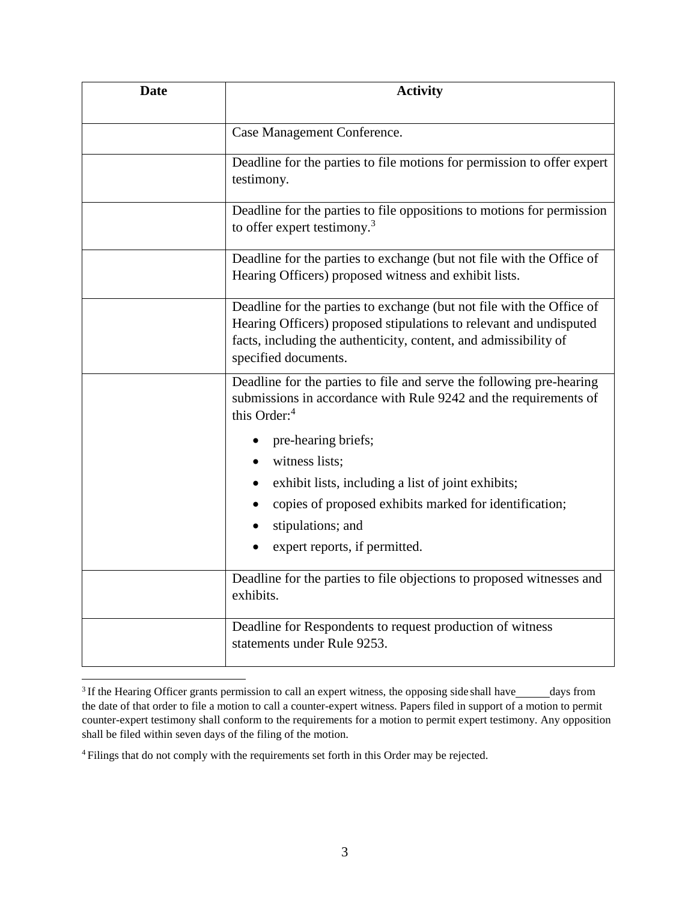| Date | Activity |
|---|---|
| | Case Management Conference. |
| | Deadline for the parties to file motions for permission to offer expert testimony. |
| | Deadline for the parties to file oppositions to motions for permission to offer expert testimony.[3] |
| | Deadline for the parties to exchange (but not file with the Office of Hearing Officers) proposed witness and exhibit lists. |
| | Deadline for the parties to exchange (but not file with the Office of Hearing Officers) proposed stipulations to relevant and undisputed facts, including the authenticity, content, and admissibility of specified documents. |
| | Deadline for the parties to file and serve the following pre-hearing submissions in accordance with Rule 9242 and the requirements of this Order:[4]<br>• pre-hearing briefs;<br>• witness lists;<br>• exhibit lists, including a list of joint exhibits;<br>• copies of proposed exhibits marked for identification;<br>• stipulations; and<br>• expert reports, if permitted. |
| | Deadline for the parties to file objections to proposed witnesses and exhibits. |
| | Deadline for Respondents to request production of witness statements under Rule 9253. |

[3] If the Hearing Officer grants permission to call an expert witness, the opposing side shall have ______ days from the date of that order to file a motion to call a counter-expert witness. Papers filed in support of a motion to permit counter-expert testimony shall conform to the requirements for a motion to permit expert testimony. Any opposition shall be filed within seven days of the filing of the motion.

[4] Filings that do not comply with the requirements set forth in this Order may be rejected.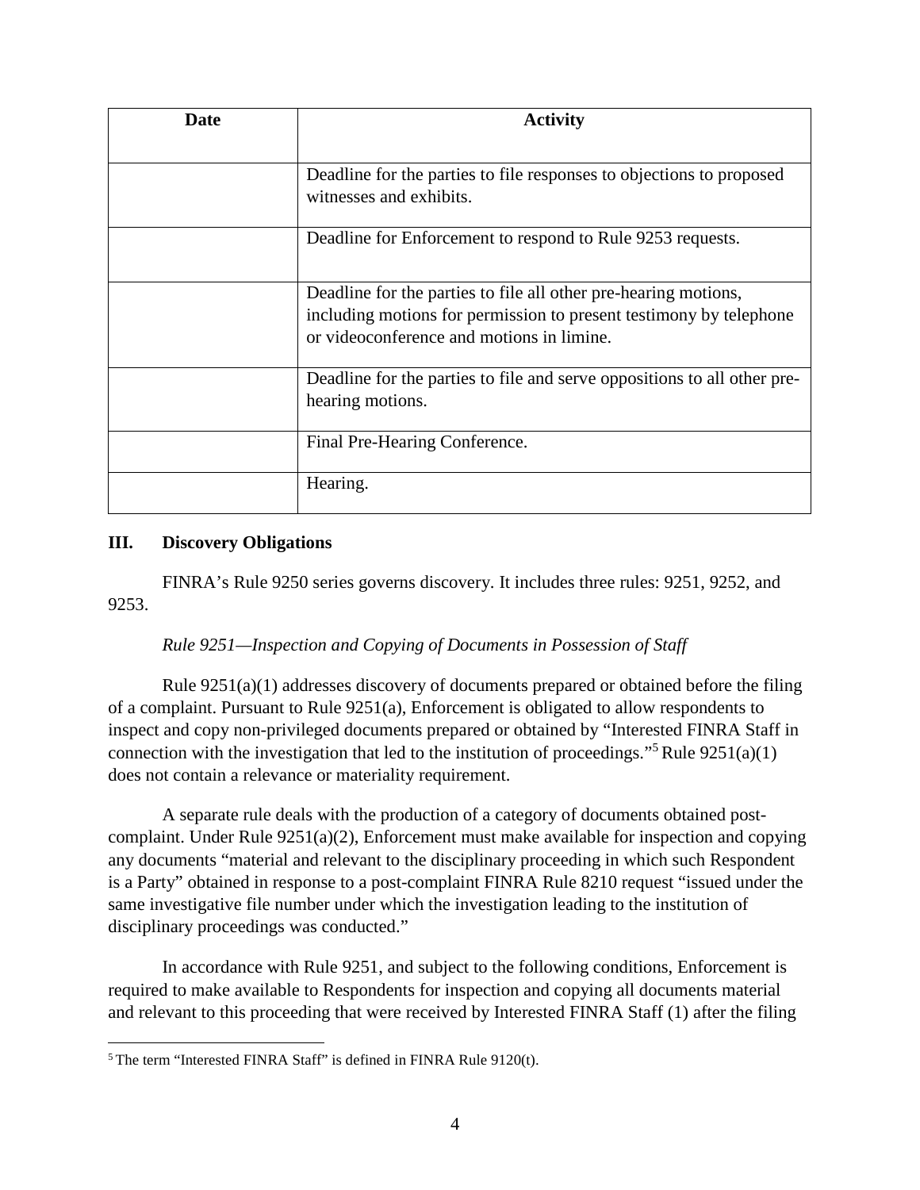| Date | Activity |
| --- | --- |
| | Deadline for the parties to file responses to objections to proposed witnesses and exhibits. |
| | Deadline for Enforcement to respond to Rule 9253 requests. |
| | Deadline for the parties to file all other pre-hearing motions, including motions for permission to present testimony by telephone or videoconference and motions in limine. |
| | Deadline for the parties to file and serve oppositions to all other pre-hearing motions. |
| | Final Pre-Hearing Conference. |
| | Hearing. |

## III. Discovery Obligations

FINRA's Rule 9250 series governs discovery. It includes three rules: 9251, 9252, and 9253.

*Rule 9251—Inspection and Copying of Documents in Possession of Staff*

Rule 9251(a)(1) addresses discovery of documents prepared or obtained before the filing of a complaint. Pursuant to Rule 9251(a), Enforcement is obligated to allow respondents to inspect and copy non-privileged documents prepared or obtained by "Interested FINRA Staff in connection with the investigation that led to the institution of proceedings."[5] Rule 9251(a)(1) does not contain a relevance or materiality requirement.

A separate rule deals with the production of a category of documents obtained post-complaint. Under Rule 9251(a)(2), Enforcement must make available for inspection and copying any documents "material and relevant to the disciplinary proceeding in which such Respondent is a Party" obtained in response to a post-complaint FINRA Rule 8210 request "issued under the same investigative file number under which the investigation leading to the institution of disciplinary proceedings was conducted."

In accordance with Rule 9251, and subject to the following conditions, Enforcement is required to make available to Respondents for inspection and copying all documents material and relevant to this proceeding that were received by Interested FINRA Staff (1) after the filing

[5] The term "Interested FINRA Staff" is defined in FINRA Rule 9120(t).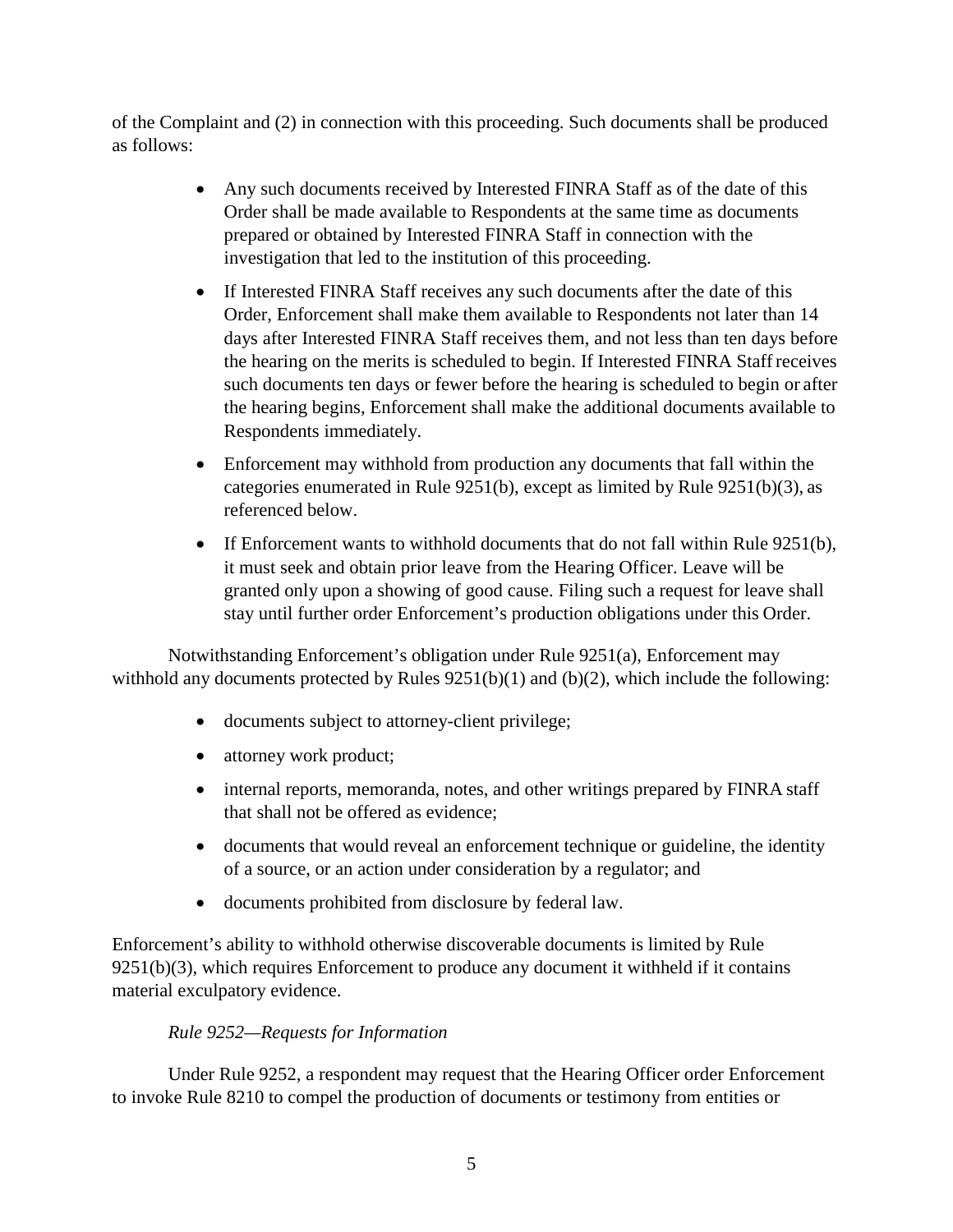of the Complaint and (2) in connection with this proceeding. Such documents shall be produced as follows:

- Any such documents received by Interested FINRA Staff as of the date of this Order shall be made available to Respondents at the same time as documents prepared or obtained by Interested FINRA Staff in connection with the investigation that led to the institution of this proceeding.
- If Interested FINRA Staff receives any such documents after the date of this Order, Enforcement shall make them available to Respondents not later than 14 days after Interested FINRA Staff receives them, and not less than ten days before the hearing on the merits is scheduled to begin. If Interested FINRA Staff receives such documents ten days or fewer before the hearing is scheduled to begin or after the hearing begins, Enforcement shall make the additional documents available to Respondents immediately.
- Enforcement may withhold from production any documents that fall within the categories enumerated in Rule 9251(b), except as limited by Rule 9251(b)(3), as referenced below.
- If Enforcement wants to withhold documents that do not fall within Rule 9251(b), it must seek and obtain prior leave from the Hearing Officer. Leave will be granted only upon a showing of good cause. Filing such a request for leave shall stay until further order Enforcement's production obligations under this Order.

Notwithstanding Enforcement's obligation under Rule 9251(a), Enforcement may withhold any documents protected by Rules 9251(b)(1) and (b)(2), which include the following:

- documents subject to attorney-client privilege;
- attorney work product;
- internal reports, memoranda, notes, and other writings prepared by FINRA staff that shall not be offered as evidence;
- documents that would reveal an enforcement technique or guideline, the identity of a source, or an action under consideration by a regulator; and
- documents prohibited from disclosure by federal law.

Enforcement's ability to withhold otherwise discoverable documents is limited by Rule 9251(b)(3), which requires Enforcement to produce any document it withheld if it contains material exculpatory evidence.

*Rule 9252—Requests for Information*

Under Rule 9252, a respondent may request that the Hearing Officer order Enforcement to invoke Rule 8210 to compel the production of documents or testimony from entities or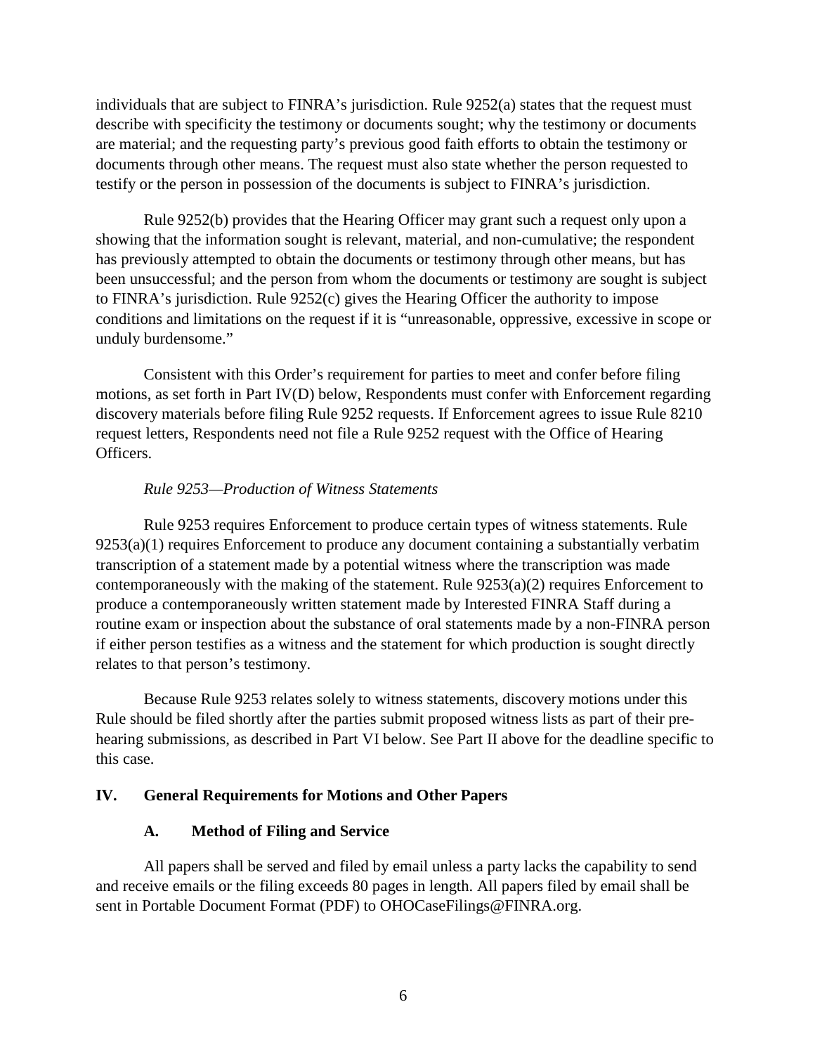individuals that are subject to FINRA's jurisdiction. Rule 9252(a) states that the request must describe with specificity the testimony or documents sought; why the testimony or documents are material; and the requesting party's previous good faith efforts to obtain the testimony or documents through other means. The request must also state whether the person requested to testify or the person in possession of the documents is subject to FINRA's jurisdiction.

Rule 9252(b) provides that the Hearing Officer may grant such a request only upon a showing that the information sought is relevant, material, and non-cumulative; the respondent has previously attempted to obtain the documents or testimony through other means, but has been unsuccessful; and the person from whom the documents or testimony are sought is subject to FINRA's jurisdiction. Rule 9252(c) gives the Hearing Officer the authority to impose conditions and limitations on the request if it is "unreasonable, oppressive, excessive in scope or unduly burdensome."

Consistent with this Order's requirement for parties to meet and confer before filing motions, as set forth in Part IV(D) below, Respondents must confer with Enforcement regarding discovery materials before filing Rule 9252 requests. If Enforcement agrees to issue Rule 8210 request letters, Respondents need not file a Rule 9252 request with the Office of Hearing Officers.

*Rule 9253—Production of Witness Statements*

Rule 9253 requires Enforcement to produce certain types of witness statements. Rule 9253(a)(1) requires Enforcement to produce any document containing a substantially verbatim transcription of a statement made by a potential witness where the transcription was made contemporaneously with the making of the statement. Rule 9253(a)(2) requires Enforcement to produce a contemporaneously written statement made by Interested FINRA Staff during a routine exam or inspection about the substance of oral statements made by a non-FINRA person if either person testifies as a witness and the statement for which production is sought directly relates to that person's testimony.

Because Rule 9253 relates solely to witness statements, discovery motions under this Rule should be filed shortly after the parties submit proposed witness lists as part of their pre-hearing submissions, as described in Part VI below. See Part II above for the deadline specific to this case.

## IV. General Requirements for Motions and Other Papers

### A. Method of Filing and Service

All papers shall be served and filed by email unless a party lacks the capability to send and receive emails or the filing exceeds 80 pages in length. All papers filed by email shall be sent in Portable Document Format (PDF) to OHOCaseFilings@FINRA.org.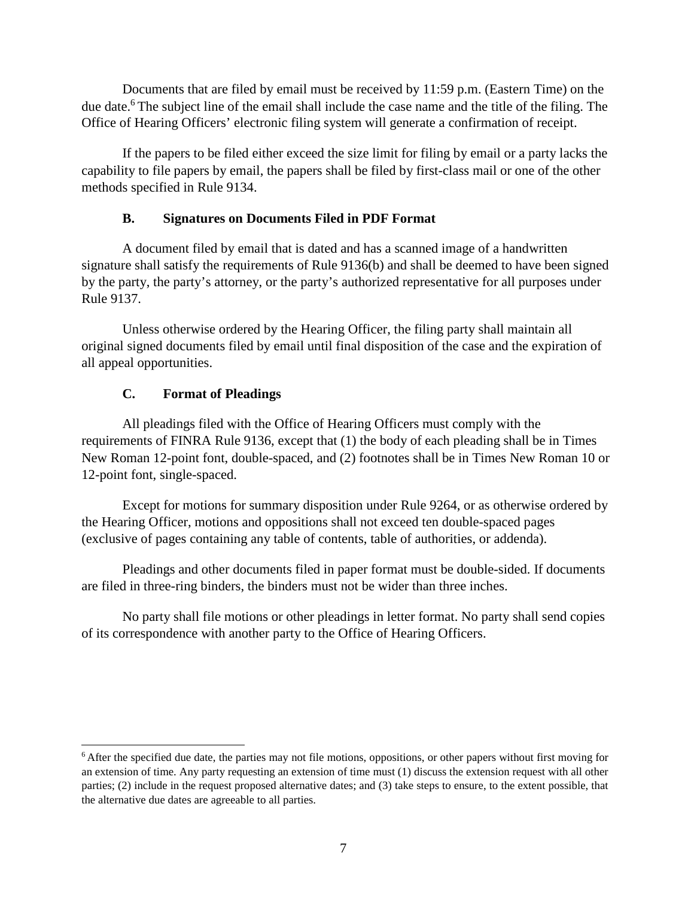Documents that are filed by email must be received by 11:59 p.m. (Eastern Time) on the due date.[6] The subject line of the email shall include the case name and the title of the filing. The Office of Hearing Officers' electronic filing system will generate a confirmation of receipt.

If the papers to be filed either exceed the size limit for filing by email or a party lacks the capability to file papers by email, the papers shall be filed by first-class mail or one of the other methods specified in Rule 9134.

### B. Signatures on Documents Filed in PDF Format

A document filed by email that is dated and has a scanned image of a handwritten signature shall satisfy the requirements of Rule 9136(b) and shall be deemed to have been signed by the party, the party's attorney, or the party's authorized representative for all purposes under Rule 9137.

Unless otherwise ordered by the Hearing Officer, the filing party shall maintain all original signed documents filed by email until final disposition of the case and the expiration of all appeal opportunities.

### C. Format of Pleadings

All pleadings filed with the Office of Hearing Officers must comply with the requirements of FINRA Rule 9136, except that (1) the body of each pleading shall be in Times New Roman 12-point font, double-spaced, and (2) footnotes shall be in Times New Roman 10 or 12-point font, single-spaced.

Except for motions for summary disposition under Rule 9264, or as otherwise ordered by the Hearing Officer, motions and oppositions shall not exceed ten double-spaced pages (exclusive of pages containing any table of contents, table of authorities, or addenda).

Pleadings and other documents filed in paper format must be double-sided. If documents are filed in three-ring binders, the binders must not be wider than three inches.

No party shall file motions or other pleadings in letter format. No party shall send copies of its correspondence with another party to the Office of Hearing Officers.

---

[6] After the specified due date, the parties may not file motions, oppositions, or other papers without first moving for an extension of time. Any party requesting an extension of time must (1) discuss the extension request with all other parties; (2) include in the request proposed alternative dates; and (3) take steps to ensure, to the extent possible, that the alternative due dates are agreeable to all parties.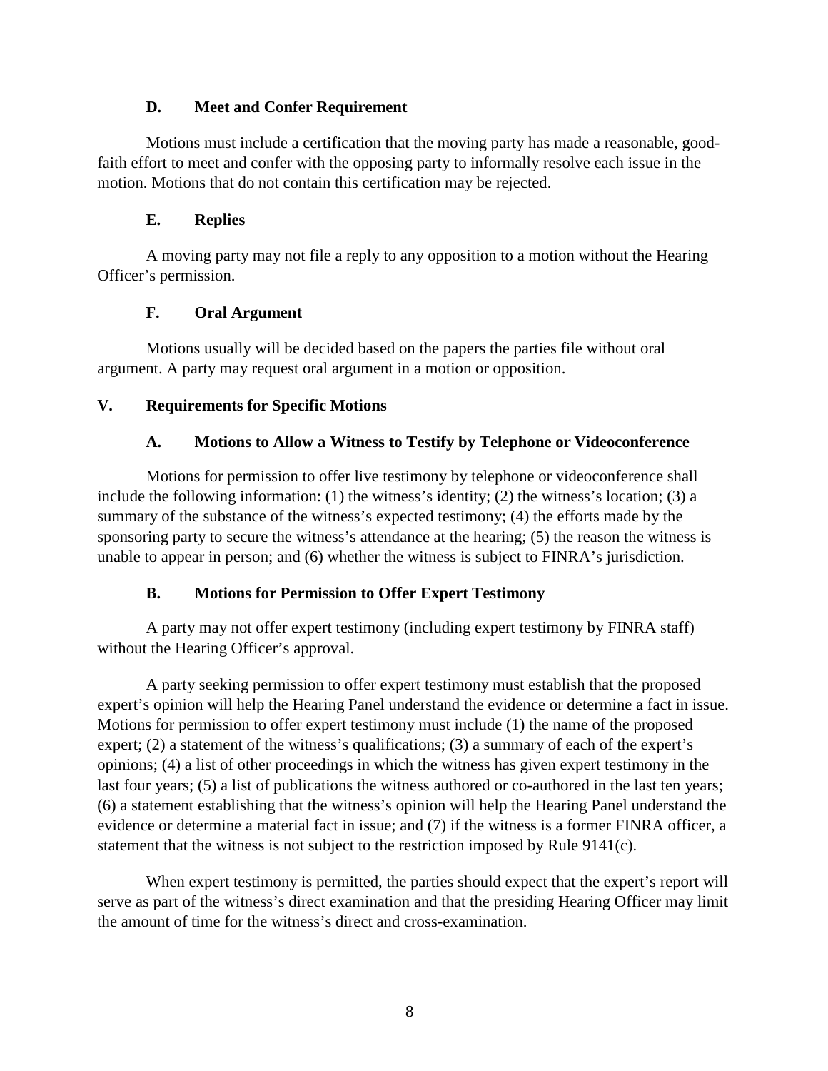### D. Meet and Confer Requirement

Motions must include a certification that the moving party has made a reasonable, good-faith effort to meet and confer with the opposing party to informally resolve each issue in the motion. Motions that do not contain this certification may be rejected.

### E. Replies

A moving party may not file a reply to any opposition to a motion without the Hearing Officer's permission.

### F. Oral Argument

Motions usually will be decided based on the papers the parties file without oral argument. A party may request oral argument in a motion or opposition.

## V. Requirements for Specific Motions

### A. Motions to Allow a Witness to Testify by Telephone or Videoconference

Motions for permission to offer live testimony by telephone or videoconference shall include the following information: (1) the witness's identity; (2) the witness's location; (3) a summary of the substance of the witness's expected testimony; (4) the efforts made by the sponsoring party to secure the witness's attendance at the hearing; (5) the reason the witness is unable to appear in person; and (6) whether the witness is subject to FINRA's jurisdiction.

### B. Motions for Permission to Offer Expert Testimony

A party may not offer expert testimony (including expert testimony by FINRA staff) without the Hearing Officer's approval.

A party seeking permission to offer expert testimony must establish that the proposed expert's opinion will help the Hearing Panel understand the evidence or determine a fact in issue. Motions for permission to offer expert testimony must include (1) the name of the proposed expert; (2) a statement of the witness's qualifications; (3) a summary of each of the expert's opinions; (4) a list of other proceedings in which the witness has given expert testimony in the last four years; (5) a list of publications the witness authored or co-authored in the last ten years; (6) a statement establishing that the witness's opinion will help the Hearing Panel understand the evidence or determine a material fact in issue; and (7) if the witness is a former FINRA officer, a statement that the witness is not subject to the restriction imposed by Rule 9141(c).

When expert testimony is permitted, the parties should expect that the expert's report will serve as part of the witness's direct examination and that the presiding Hearing Officer may limit the amount of time for the witness's direct and cross-examination.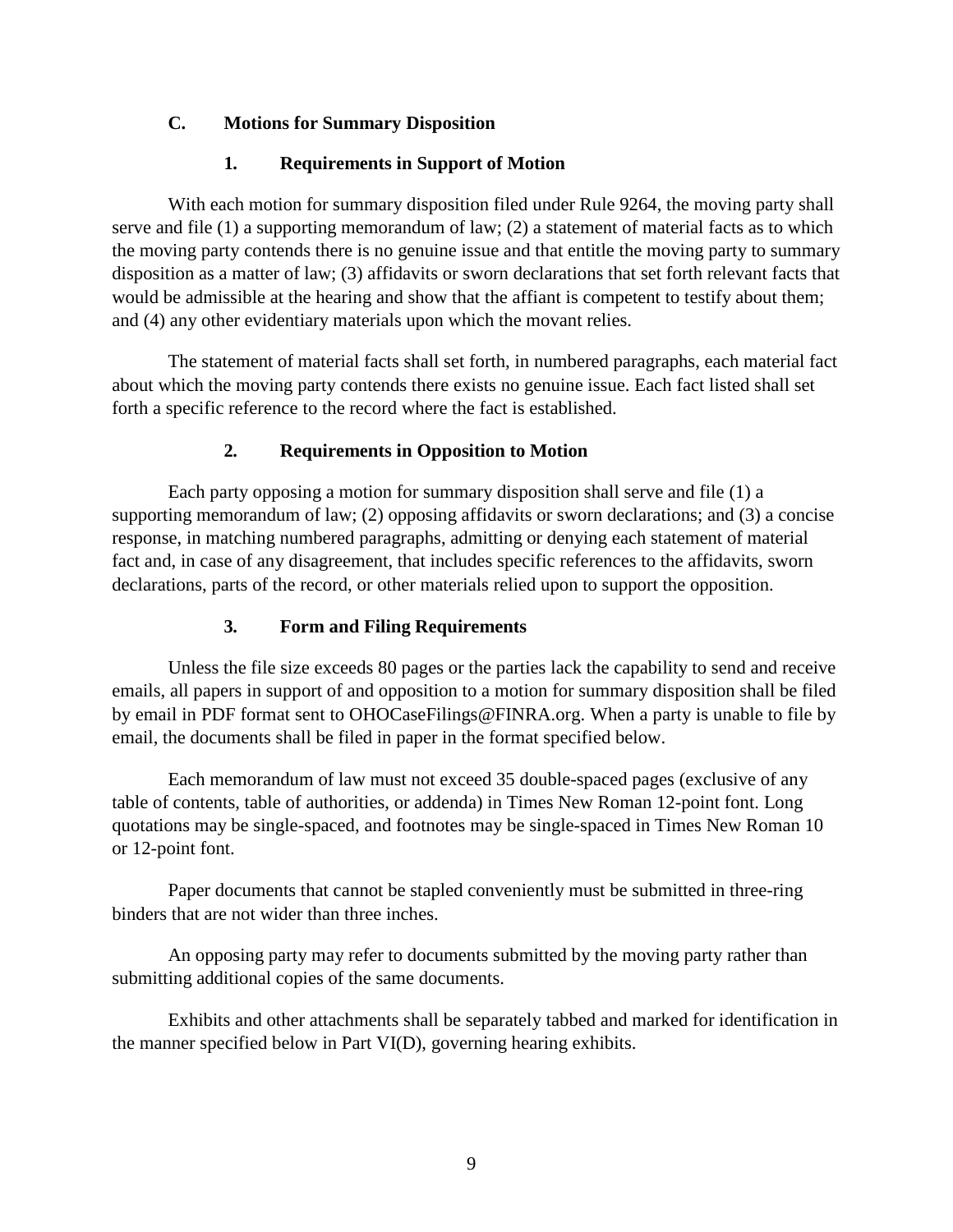### C. Motions for Summary Disposition

#### 1. Requirements in Support of Motion

With each motion for summary disposition filed under Rule 9264, the moving party shall serve and file (1) a supporting memorandum of law; (2) a statement of material facts as to which the moving party contends there is no genuine issue and that entitle the moving party to summary disposition as a matter of law; (3) affidavits or sworn declarations that set forth relevant facts that would be admissible at the hearing and show that the affiant is competent to testify about them; and (4) any other evidentiary materials upon which the movant relies.

The statement of material facts shall set forth, in numbered paragraphs, each material fact about which the moving party contends there exists no genuine issue. Each fact listed shall set forth a specific reference to the record where the fact is established.

#### 2. Requirements in Opposition to Motion

Each party opposing a motion for summary disposition shall serve and file (1) a supporting memorandum of law; (2) opposing affidavits or sworn declarations; and (3) a concise response, in matching numbered paragraphs, admitting or denying each statement of material fact and, in case of any disagreement, that includes specific references to the affidavits, sworn declarations, parts of the record, or other materials relied upon to support the opposition.

#### 3. Form and Filing Requirements

Unless the file size exceeds 80 pages or the parties lack the capability to send and receive emails, all papers in support of and opposition to a motion for summary disposition shall be filed by email in PDF format sent to OHOCaseFilings@FINRA.org. When a party is unable to file by email, the documents shall be filed in paper in the format specified below.

Each memorandum of law must not exceed 35 double-spaced pages (exclusive of any table of contents, table of authorities, or addenda) in Times New Roman 12-point font. Long quotations may be single-spaced, and footnotes may be single-spaced in Times New Roman 10 or 12-point font.

Paper documents that cannot be stapled conveniently must be submitted in three-ring binders that are not wider than three inches.

An opposing party may refer to documents submitted by the moving party rather than submitting additional copies of the same documents.

Exhibits and other attachments shall be separately tabbed and marked for identification in the manner specified below in Part VI(D), governing hearing exhibits.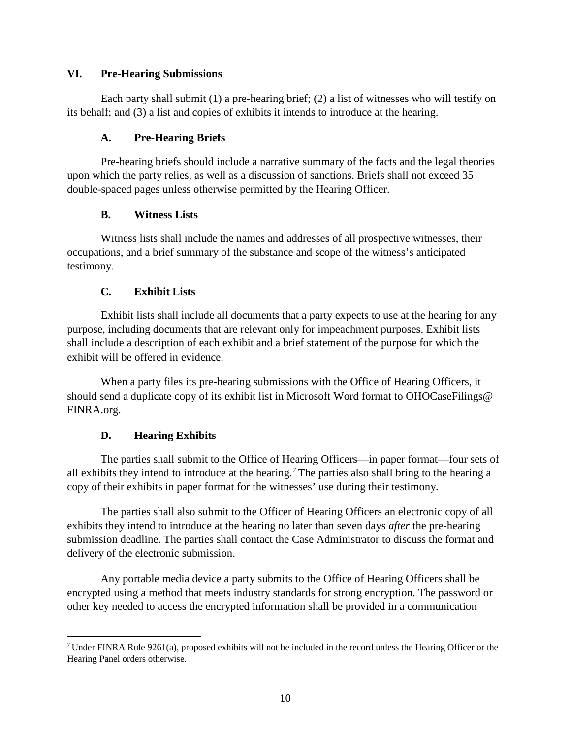## VI. Pre-Hearing Submissions

Each party shall submit (1) a pre-hearing brief; (2) a list of witnesses who will testify on its behalf; and (3) a list and copies of exhibits it intends to introduce at the hearing.

### A. Pre-Hearing Briefs

Pre-hearing briefs should include a narrative summary of the facts and the legal theories upon which the party relies, as well as a discussion of sanctions. Briefs shall not exceed 35 double-spaced pages unless otherwise permitted by the Hearing Officer.

### B. Witness Lists

Witness lists shall include the names and addresses of all prospective witnesses, their occupations, and a brief summary of the substance and scope of the witness's anticipated testimony.

### C. Exhibit Lists

Exhibit lists shall include all documents that a party expects to use at the hearing for any purpose, including documents that are relevant only for impeachment purposes. Exhibit lists shall include a description of each exhibit and a brief statement of the purpose for which the exhibit will be offered in evidence.

When a party files its pre-hearing submissions with the Office of Hearing Officers, it should send a duplicate copy of its exhibit list in Microsoft Word format to OHOCaseFilings@ FINRA.org.

### D. Hearing Exhibits

The parties shall submit to the Office of Hearing Officers—in paper format—four sets of all exhibits they intend to introduce at the hearing.[7] The parties also shall bring to the hearing a copy of their exhibits in paper format for the witnesses' use during their testimony.

The parties shall also submit to the Officer of Hearing Officers an electronic copy of all exhibits they intend to introduce at the hearing no later than seven days *after* the pre-hearing submission deadline. The parties shall contact the Case Administrator to discuss the format and delivery of the electronic submission.

Any portable media device a party submits to the Office of Hearing Officers shall be encrypted using a method that meets industry standards for strong encryption. The password or other key needed to access the encrypted information shall be provided in a communication

[7] Under FINRA Rule 9261(a), proposed exhibits will not be included in the record unless the Hearing Officer or the Hearing Panel orders otherwise.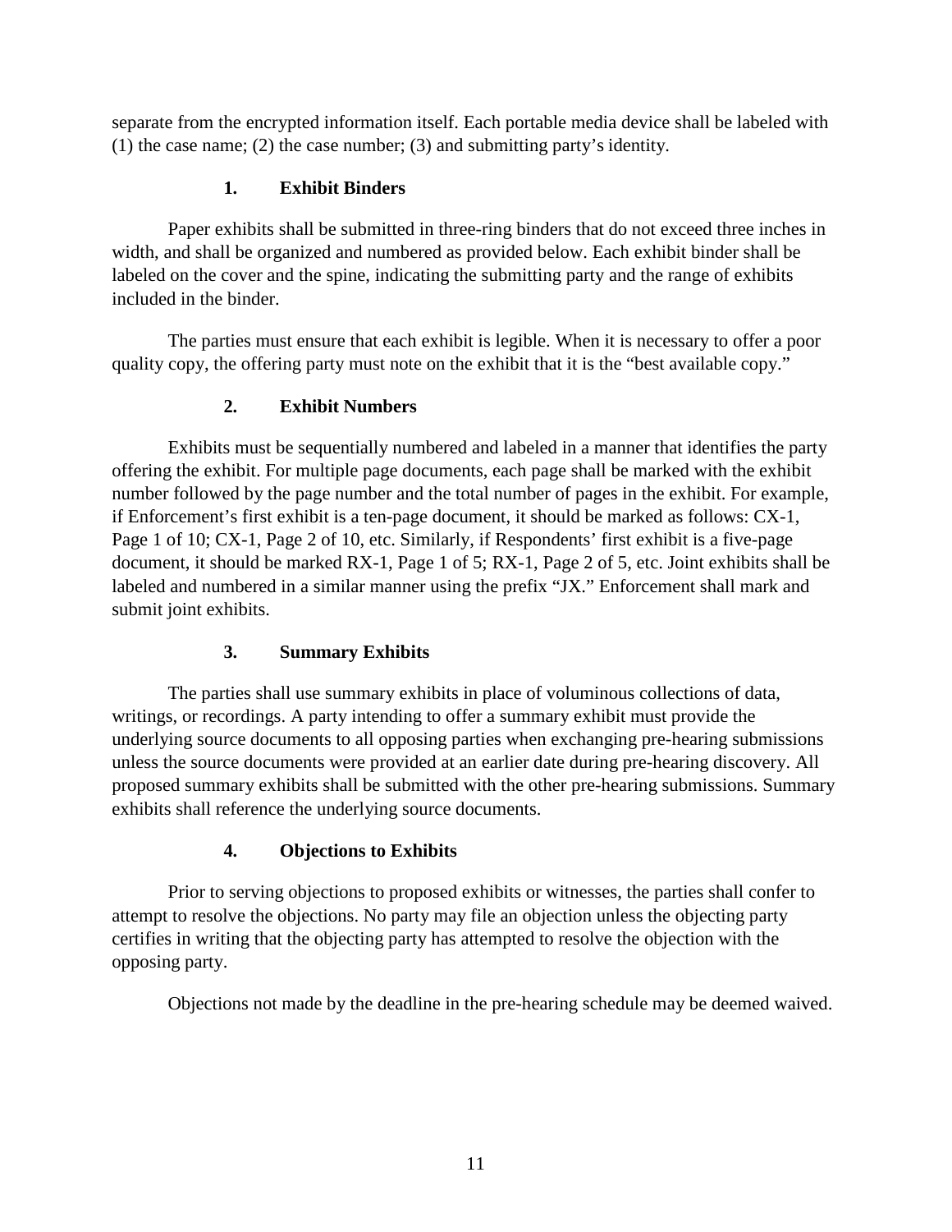separate from the encrypted information itself. Each portable media device shall be labeled with (1) the case name; (2) the case number; (3) and submitting party's identity.

### 1. Exhibit Binders

Paper exhibits shall be submitted in three-ring binders that do not exceed three inches in width, and shall be organized and numbered as provided below. Each exhibit binder shall be labeled on the cover and the spine, indicating the submitting party and the range of exhibits included in the binder.

The parties must ensure that each exhibit is legible. When it is necessary to offer a poor quality copy, the offering party must note on the exhibit that it is the "best available copy."

### 2. Exhibit Numbers

Exhibits must be sequentially numbered and labeled in a manner that identifies the party offering the exhibit. For multiple page documents, each page shall be marked with the exhibit number followed by the page number and the total number of pages in the exhibit. For example, if Enforcement's first exhibit is a ten-page document, it should be marked as follows: CX-1, Page 1 of 10; CX-1, Page 2 of 10, etc. Similarly, if Respondents' first exhibit is a five-page document, it should be marked RX-1, Page 1 of 5; RX-1, Page 2 of 5, etc. Joint exhibits shall be labeled and numbered in a similar manner using the prefix "JX." Enforcement shall mark and submit joint exhibits.

### 3. Summary Exhibits

The parties shall use summary exhibits in place of voluminous collections of data, writings, or recordings. A party intending to offer a summary exhibit must provide the underlying source documents to all opposing parties when exchanging pre-hearing submissions unless the source documents were provided at an earlier date during pre-hearing discovery. All proposed summary exhibits shall be submitted with the other pre-hearing submissions. Summary exhibits shall reference the underlying source documents.

### 4. Objections to Exhibits

Prior to serving objections to proposed exhibits or witnesses, the parties shall confer to attempt to resolve the objections. No party may file an objection unless the objecting party certifies in writing that the objecting party has attempted to resolve the objection with the opposing party.

Objections not made by the deadline in the pre-hearing schedule may be deemed waived.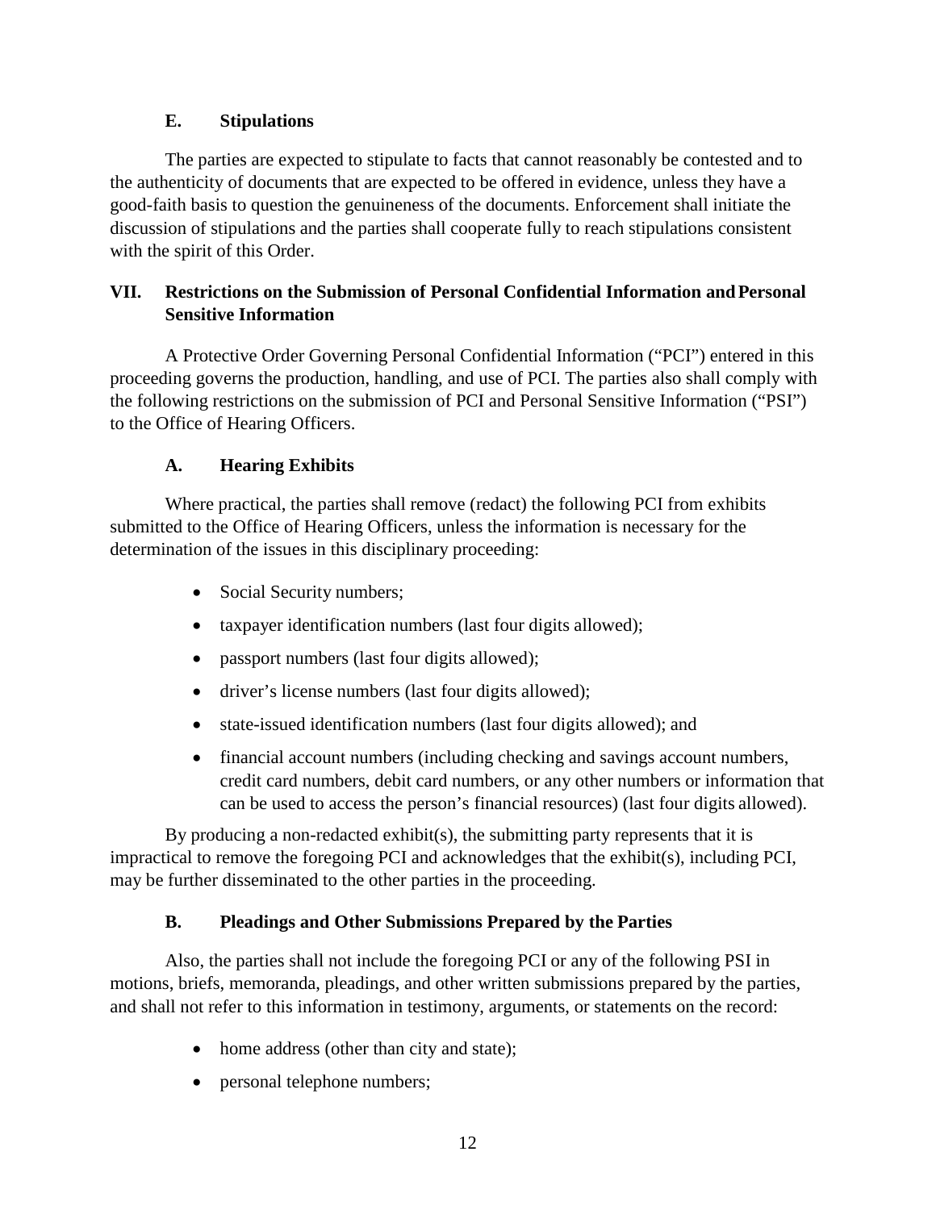### E. Stipulations

The parties are expected to stipulate to facts that cannot reasonably be contested and to the authenticity of documents that are expected to be offered in evidence, unless they have a good-faith basis to question the genuineness of the documents. Enforcement shall initiate the discussion of stipulations and the parties shall cooperate fully to reach stipulations consistent with the spirit of this Order.

## VII. Restrictions on the Submission of Personal Confidential Information and Personal Sensitive Information

A Protective Order Governing Personal Confidential Information ("PCI") entered in this proceeding governs the production, handling, and use of PCI. The parties also shall comply with the following restrictions on the submission of PCI and Personal Sensitive Information ("PSI") to the Office of Hearing Officers.

### A. Hearing Exhibits

Where practical, the parties shall remove (redact) the following PCI from exhibits submitted to the Office of Hearing Officers, unless the information is necessary for the determination of the issues in this disciplinary proceeding:

- Social Security numbers;
- taxpayer identification numbers (last four digits allowed);
- passport numbers (last four digits allowed);
- driver's license numbers (last four digits allowed);
- state-issued identification numbers (last four digits allowed); and
- financial account numbers (including checking and savings account numbers, credit card numbers, debit card numbers, or any other numbers or information that can be used to access the person's financial resources) (last four digits allowed).

By producing a non-redacted exhibit(s), the submitting party represents that it is impractical to remove the foregoing PCI and acknowledges that the exhibit(s), including PCI, may be further disseminated to the other parties in the proceeding.

### B. Pleadings and Other Submissions Prepared by the Parties

Also, the parties shall not include the foregoing PCI or any of the following PSI in motions, briefs, memoranda, pleadings, and other written submissions prepared by the parties, and shall not refer to this information in testimony, arguments, or statements on the record:

- home address (other than city and state);
- personal telephone numbers;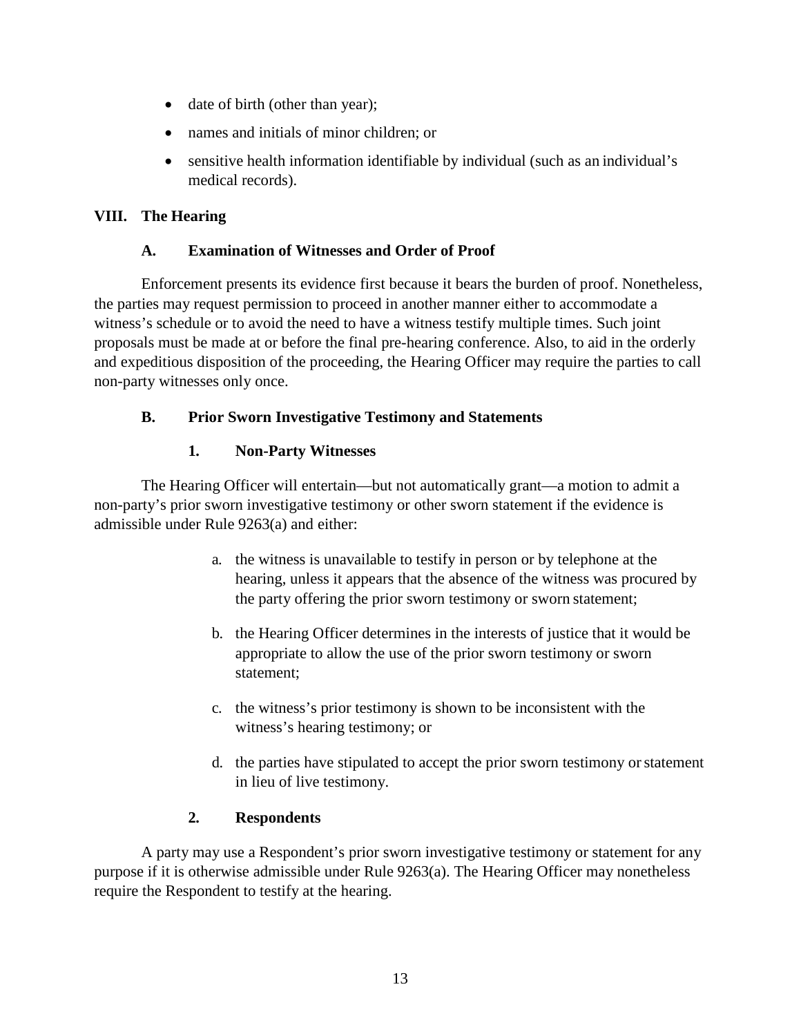- date of birth (other than year);
- names and initials of minor children; or
- sensitive health information identifiable by individual (such as an individual's medical records).

## VIII. The Hearing

### A. Examination of Witnesses and Order of Proof

Enforcement presents its evidence first because it bears the burden of proof. Nonetheless, the parties may request permission to proceed in another manner either to accommodate a witness's schedule or to avoid the need to have a witness testify multiple times. Such joint proposals must be made at or before the final pre-hearing conference. Also, to aid in the orderly and expeditious disposition of the proceeding, the Hearing Officer may require the parties to call non-party witnesses only once.

### B. Prior Sworn Investigative Testimony and Statements

#### 1. Non-Party Witnesses

The Hearing Officer will entertain—but not automatically grant—a motion to admit a non-party's prior sworn investigative testimony or other sworn statement if the evidence is admissible under Rule 9263(a) and either:

a. the witness is unavailable to testify in person or by telephone at the hearing, unless it appears that the absence of the witness was procured by the party offering the prior sworn testimony or sworn statement;

b. the Hearing Officer determines in the interests of justice that it would be appropriate to allow the use of the prior sworn testimony or sworn statement;

c. the witness's prior testimony is shown to be inconsistent with the witness's hearing testimony; or

d. the parties have stipulated to accept the prior sworn testimony or statement in lieu of live testimony.

#### 2. Respondents

A party may use a Respondent's prior sworn investigative testimony or statement for any purpose if it is otherwise admissible under Rule 9263(a). The Hearing Officer may nonetheless require the Respondent to testify at the hearing.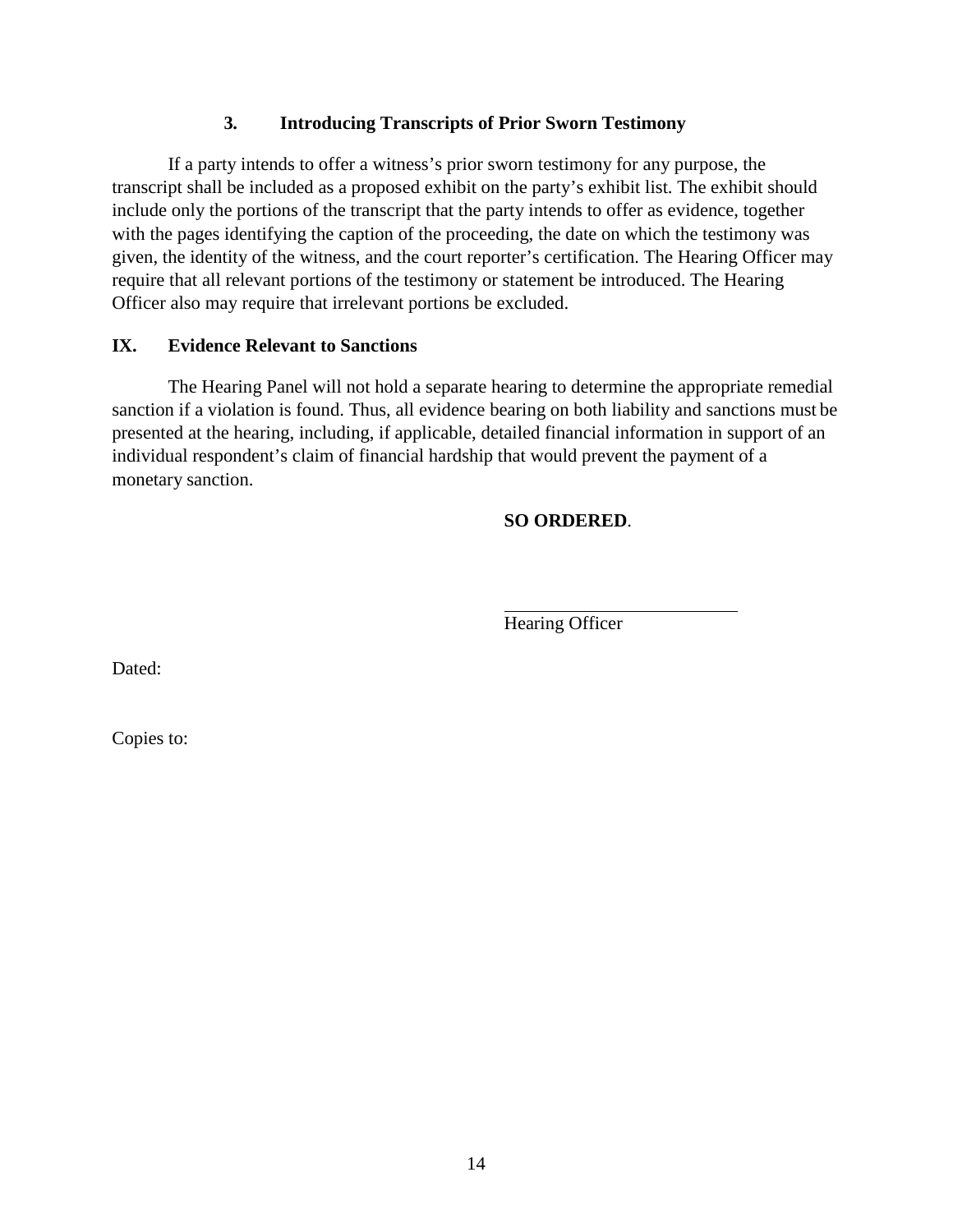### 3. Introducing Transcripts of Prior Sworn Testimony

If a party intends to offer a witness's prior sworn testimony for any purpose, the transcript shall be included as a proposed exhibit on the party's exhibit list. The exhibit should include only the portions of the transcript that the party intends to offer as evidence, together with the pages identifying the caption of the proceeding, the date on which the testimony was given, the identity of the witness, and the court reporter's certification. The Hearing Officer may require that all relevant portions of the testimony or statement be introduced. The Hearing Officer also may require that irrelevant portions be excluded.

## IX. Evidence Relevant to Sanctions

The Hearing Panel will not hold a separate hearing to determine the appropriate remedial sanction if a violation is found. Thus, all evidence bearing on both liability and sanctions must be presented at the hearing, including, if applicable, detailed financial information in support of an individual respondent's claim of financial hardship that would prevent the payment of a monetary sanction.

**SO ORDERED**.

\_\_\_\_\_\_\_\_\_\_\_\_\_\_\_\_\_\_\_\_\_\_\_\_\_\_

Hearing Officer

Dated:

Copies to: